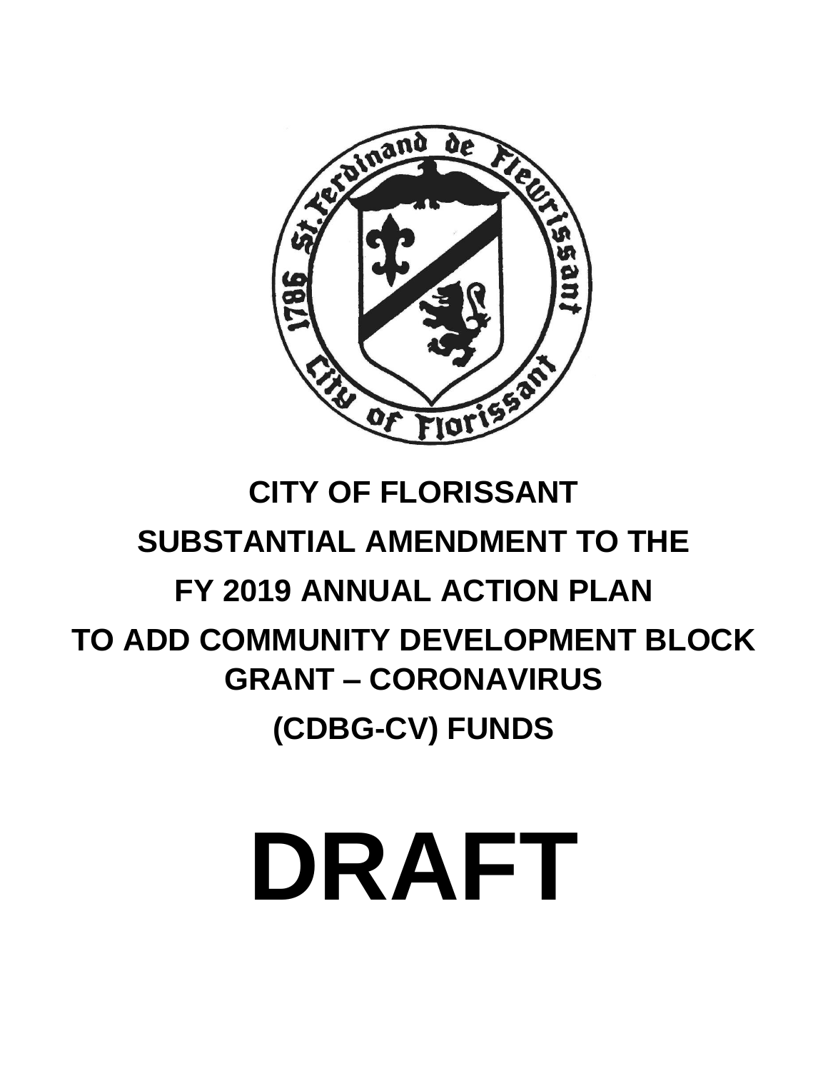# CITY OF FLORISSANT

# SUBSTANTIAL AMENDMENT TO THE FY 2019 ANNUAL ACTION PLAN TO ADD COMMUNITY DEVELOPMENT BLOCK GRANT – CORONAVIRUS (CDBG-CV) FUNDS

# DRAFT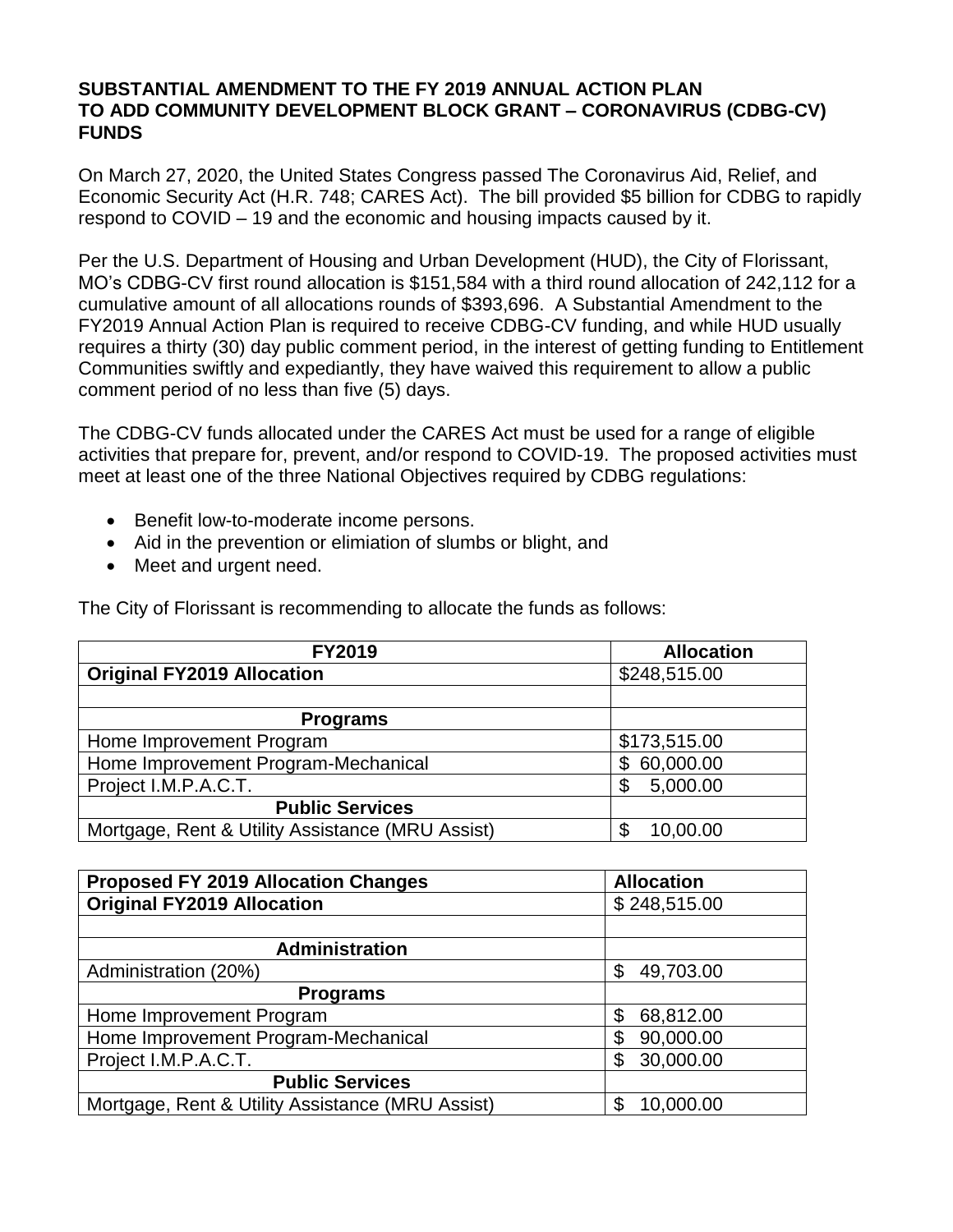**SUBSTANTIAL AMENDMENT TO THE FY 2019 ANNUAL ACTION PLAN TO ADD COMMUNITY DEVELOPMENT BLOCK GRANT – CORONAVIRUS (CDBG-CV) FUNDS**

On March 27, 2020, the United States Congress passed The Coronavirus Aid, Relief, and Economic Security Act (H.R. 748; CARES Act). The bill provided $5 billion for CDBG to rapidly respond to COVID – 19 and the economic and housing impacts caused by it.

Per the U.S. Department of Housing and Urban Development (HUD), the City of Florissant, MO's CDBG-CV first round allocation is $151,584 with a third round allocation of 242,112 for a cumulative amount of all allocations rounds of $393,696. A Substantial Amendment to the FY2019 Annual Action Plan is required to receive CDBG-CV funding, and while HUD usually requires a thirty (30) day public comment period, in the interest of getting funding to Entitlement Communities swiftly and expediantly, they have waived this requirement to allow a public comment period of no less than five (5) days.

The CDBG-CV funds allocated under the CARES Act must be used for a range of eligible activities that prepare for, prevent, and/or respond to COVID-19. The proposed activities must meet at least one of the three National Objectives required by CDBG regulations:

- Benefit low-to-moderate income persons.
- Aid in the prevention or elimiation of slumbs or blight, and
- Meet and urgent need.

The City of Florissant is recommending to allocate the funds as follows:

| **FY2019** | **Allocation** |
|---|---|
| **Original FY2019 Allocation** | $248,515.00 |
| | |
| **Programs** | |
| Home Improvement Program | $173,515.00 |
| Home Improvement Program-Mechanical | $ 60,000.00 |
| Project I.M.P.A.C.T. | $ 5,000.00 |
| **Public Services** | |
| Mortgage, Rent & Utility Assistance (MRU Assist) | $ 10,00.00 |

| **Proposed FY 2019 Allocation Changes** | **Allocation** |
|---|---|
| **Original FY2019 Allocation** | $ 248,515.00 |
| | |
| **Administration** | |
| Administration (20%) | $ 49,703.00 |
| **Programs** | |
| Home Improvement Program | $ 68,812.00 |
| Home Improvement Program-Mechanical | $ 90,000.00 |
| Project I.M.P.A.C.T. | $ 30,000.00 |
| **Public Services** | |
| Mortgage, Rent & Utility Assistance (MRU Assist) | $ 10,000.00 |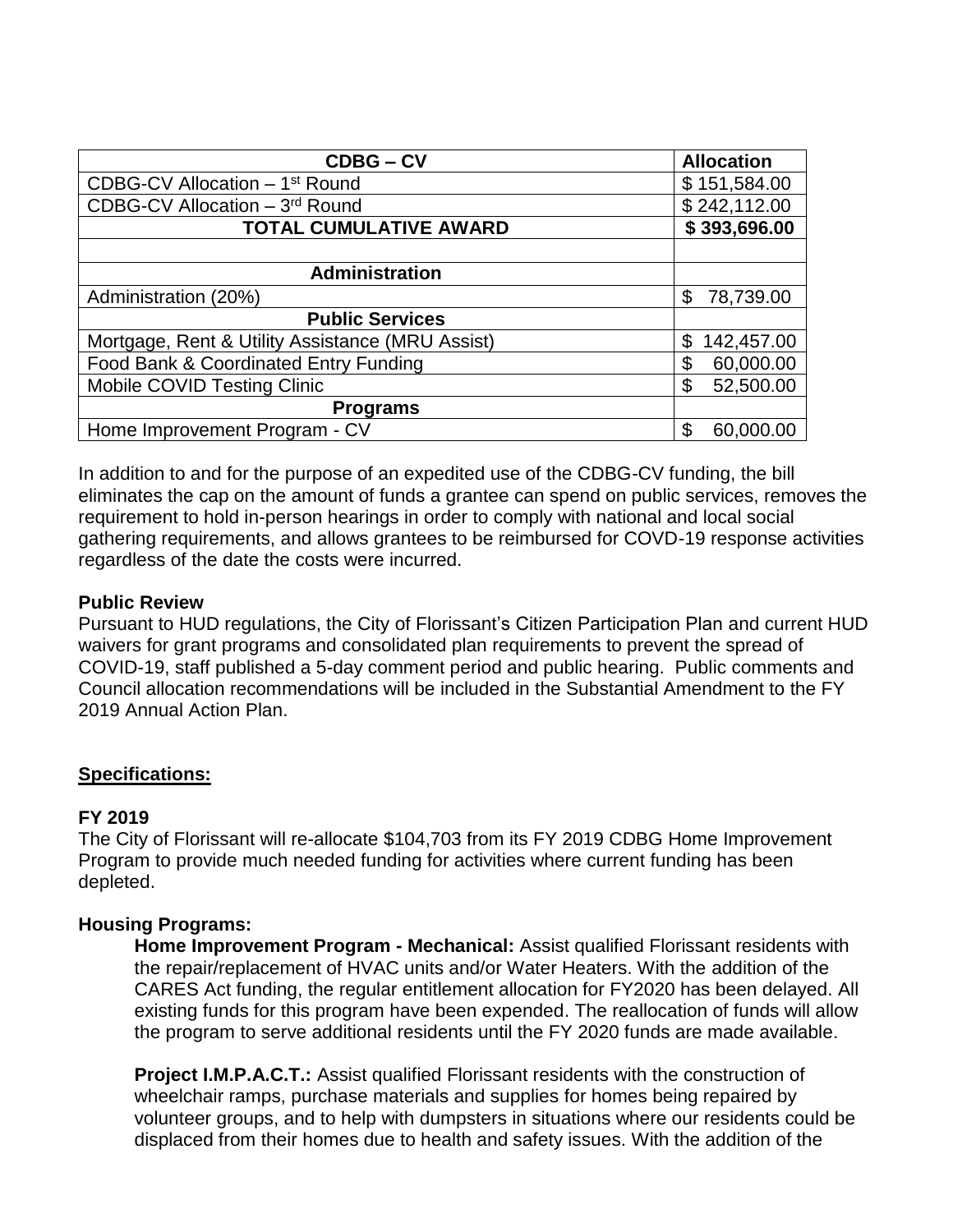| CDBG – CV | Allocation |
|---|---|
| CDBG-CV Allocation – 1st Round | $ 151,584.00 |
| CDBG-CV Allocation – 3rd Round | $ 242,112.00 |
| **TOTAL CUMULATIVE AWARD** | **$ 393,696.00** |
| | |
| **Administration** | |
| Administration (20%) | $ 78,739.00 |
| **Public Services** | |
| Mortgage, Rent & Utility Assistance (MRU Assist) | $ 142,457.00 |
| Food Bank & Coordinated Entry Funding | $ 60,000.00 |
| Mobile COVID Testing Clinic | $ 52,500.00 |
| **Programs** | |
| Home Improvement Program - CV | $ 60,000.00 |

In addition to and for the purpose of an expedited use of the CDBG-CV funding, the bill eliminates the cap on the amount of funds a grantee can spend on public services, removes the requirement to hold in-person hearings in order to comply with national and local social gathering requirements, and allows grantees to be reimbursed for COVD-19 response activities regardless of the date the costs were incurred.

**Public Review**
Pursuant to HUD regulations, the City of Florissant's Citizen Participation Plan and current HUD waivers for grant programs and consolidated plan requirements to prevent the spread of COVID-19, staff published a 5-day comment period and public hearing. Public comments and Council allocation recommendations will be included in the Substantial Amendment to the FY 2019 Annual Action Plan.

**Specifications:**

**FY 2019**
The City of Florissant will re-allocate $104,703 from its FY 2019 CDBG Home Improvement Program to provide much needed funding for activities where current funding has been depleted.

**Housing Programs:**

**Home Improvement Program - Mechanical:** Assist qualified Florissant residents with the repair/replacement of HVAC units and/or Water Heaters. With the addition of the CARES Act funding, the regular entitlement allocation for FY2020 has been delayed. All existing funds for this program have been expended. The reallocation of funds will allow the program to serve additional residents until the FY 2020 funds are made available.

**Project I.M.P.A.C.T.:** Assist qualified Florissant residents with the construction of wheelchair ramps, purchase materials and supplies for homes being repaired by volunteer groups, and to help with dumpsters in situations where our residents could be displaced from their homes due to health and safety issues. With the addition of the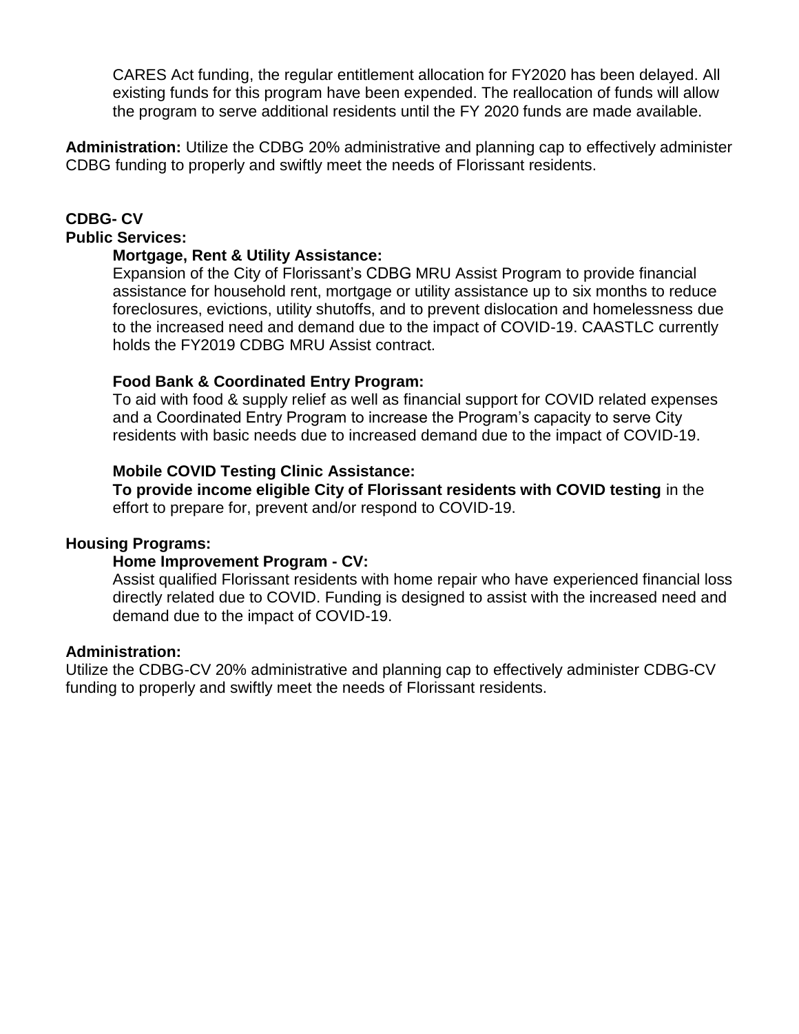CARES Act funding, the regular entitlement allocation for FY2020 has been delayed. All existing funds for this program have been expended. The reallocation of funds will allow the program to serve additional residents until the FY 2020 funds are made available.

**Administration:** Utilize the CDBG 20% administrative and planning cap to effectively administer CDBG funding to properly and swiftly meet the needs of Florissant residents.

**CDBG- CV**

**Public Services:**

**Mortgage, Rent & Utility Assistance:**

Expansion of the City of Florissant's CDBG MRU Assist Program to provide financial assistance for household rent, mortgage or utility assistance up to six months to reduce foreclosures, evictions, utility shutoffs, and to prevent dislocation and homelessness due to the increased need and demand due to the impact of COVID-19. CAASTLC currently holds the FY2019 CDBG MRU Assist contract.

**Food Bank & Coordinated Entry Program:**

To aid with food & supply relief as well as financial support for COVID related expenses and a Coordinated Entry Program to increase the Program's capacity to serve City residents with basic needs due to increased demand due to the impact of COVID-19.

**Mobile COVID Testing Clinic Assistance:**

**To provide income eligible City of Florissant residents with COVID testing** in the effort to prepare for, prevent and/or respond to COVID-19.

**Housing Programs:**

**Home Improvement Program - CV:**

Assist qualified Florissant residents with home repair who have experienced financial loss directly related due to COVID. Funding is designed to assist with the increased need and demand due to the impact of COVID-19.

**Administration:**

Utilize the CDBG-CV 20% administrative and planning cap to effectively administer CDBG-CV funding to properly and swiftly meet the needs of Florissant residents.